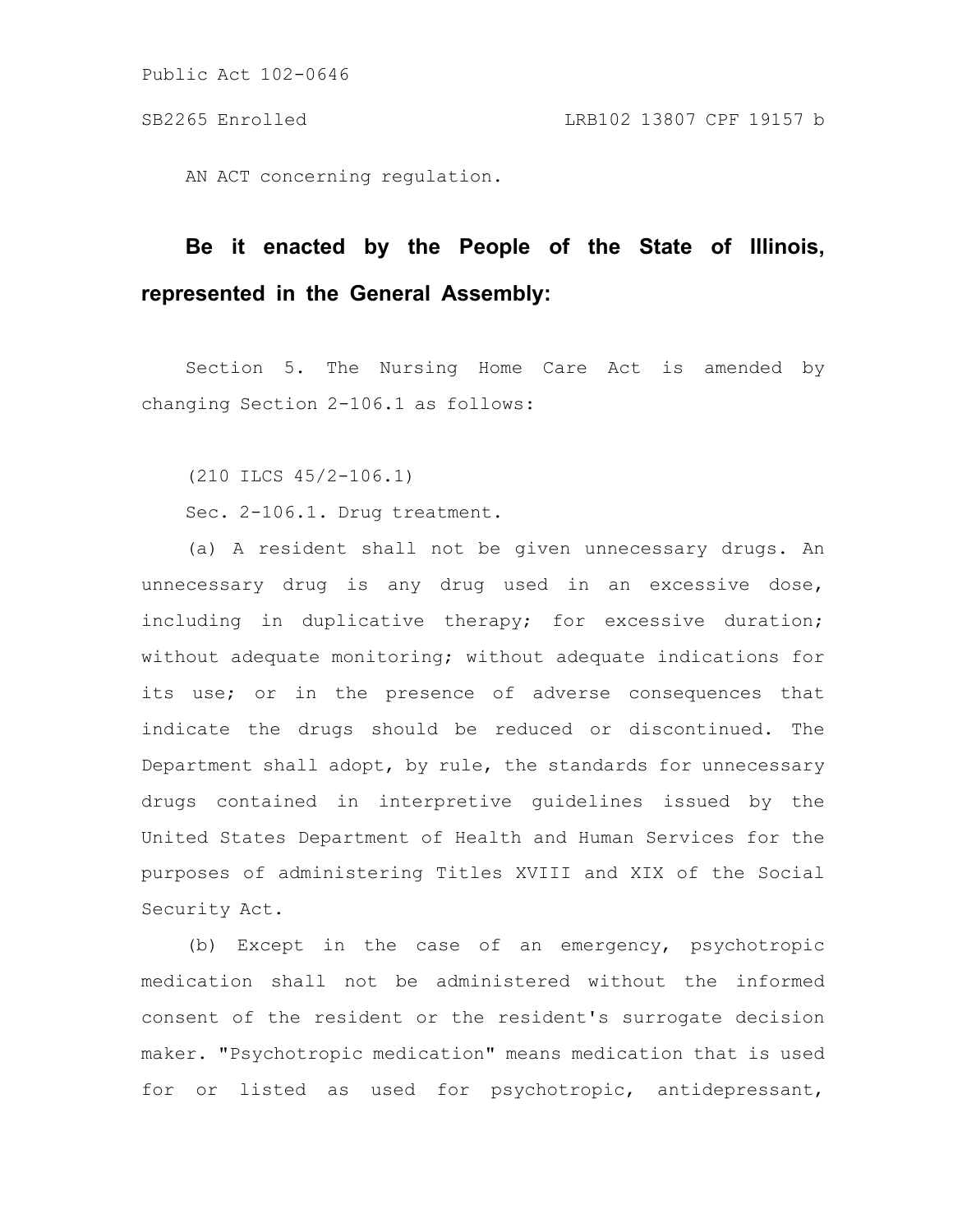Public Act 102-0646

SB2265 Enrolled LRB102 13807 CPF 19157 b

AN ACT concerning regulation.

**Be it enacted by the People of the State of Illinois, represented in the General Assembly:**

Section 5. The Nursing Home Care Act is amended by changing Section 2-106.1 as follows:

(210 ILCS 45/2-106.1)

Sec. 2-106.1. Drug treatment.

(a) A resident shall not be given unnecessary drugs. An unnecessary drug is any drug used in an excessive dose, including in duplicative therapy; for excessive duration; without adequate monitoring; without adequate indications for its use; or in the presence of adverse consequences that indicate the drugs should be reduced or discontinued. The Department shall adopt, by rule, the standards for unnecessary drugs contained in interpretive guidelines issued by the United States Department of Health and Human Services for the purposes of administering Titles XVIII and XIX of the Social Security Act.

(b) Except in the case of an emergency, psychotropic medication shall not be administered without the informed consent of the resident or the resident's surrogate decision maker. "Psychotropic medication" means medication that is used for or listed as used for psychotropic, antidepressant,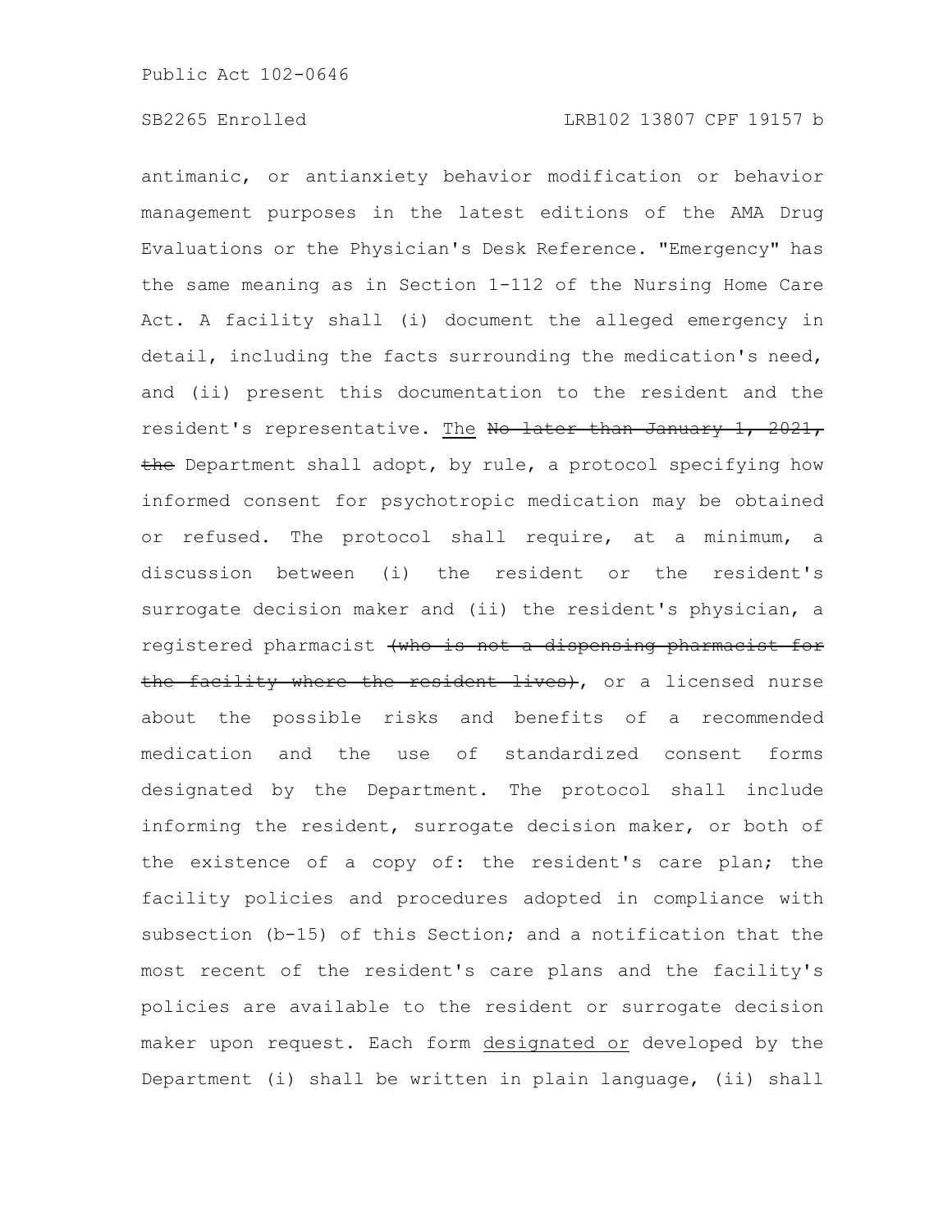antimanic, or antianxiety behavior modification or behavior management purposes in the latest editions of the AMA Drug Evaluations or the Physician's Desk Reference. "Emergency" has the same meaning as in Section 1-112 of the Nursing Home Care Act. A facility shall (i) document the alleged emergency in detail, including the facts surrounding the medication's need, and (ii) present this documentation to the resident and the resident's representative. <u>The</u> ~~No later than January 1, 2021, the~~ Department shall adopt, by rule, a protocol specifying how informed consent for psychotropic medication may be obtained or refused. The protocol shall require, at a minimum, a discussion between (i) the resident or the resident's surrogate decision maker and (ii) the resident's physician, a registered pharmacist ~~(who is not a dispensing pharmacist for the facility where the resident lives)~~, or a licensed nurse about the possible risks and benefits of a recommended medication and the use of standardized consent forms designated by the Department. The protocol shall include informing the resident, surrogate decision maker, or both of the existence of a copy of: the resident's care plan; the facility policies and procedures adopted in compliance with subsection (b-15) of this Section; and a notification that the most recent of the resident's care plans and the facility's policies are available to the resident or surrogate decision maker upon request. Each form <u>designated or</u> developed by the Department (i) shall be written in plain language, (ii) shall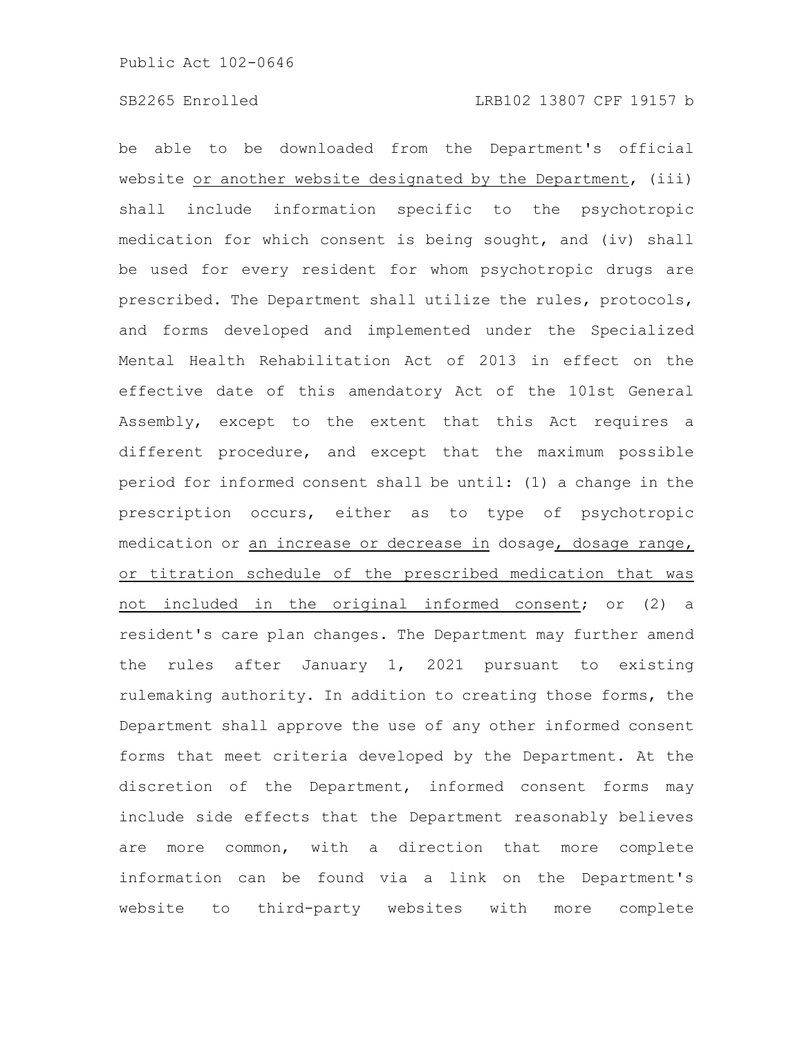be able to be downloaded from the Department's official website or another website designated by the Department, (iii) shall include information specific to the psychotropic medication for which consent is being sought, and (iv) shall be used for every resident for whom psychotropic drugs are prescribed. The Department shall utilize the rules, protocols, and forms developed and implemented under the Specialized Mental Health Rehabilitation Act of 2013 in effect on the effective date of this amendatory Act of the 101st General Assembly, except to the extent that this Act requires a different procedure, and except that the maximum possible period for informed consent shall be until: (1) a change in the prescription occurs, either as to type of psychotropic medication or an increase or decrease in dosage, dosage range, or titration schedule of the prescribed medication that was not included in the original informed consent; or (2) a resident's care plan changes. The Department may further amend the rules after January 1, 2021 pursuant to existing rulemaking authority. In addition to creating those forms, the Department shall approve the use of any other informed consent forms that meet criteria developed by the Department. At the discretion of the Department, informed consent forms may include side effects that the Department reasonably believes are more common, with a direction that more complete information can be found via a link on the Department's website to third-party websites with more complete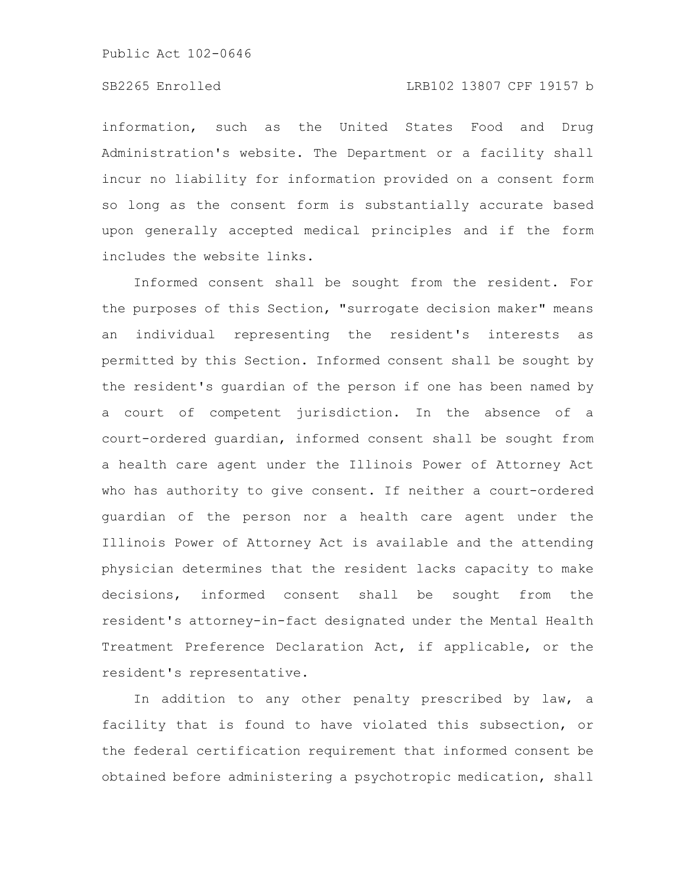information, such as the United States Food and Drug Administration's website. The Department or a facility shall incur no liability for information provided on a consent form so long as the consent form is substantially accurate based upon generally accepted medical principles and if the form includes the website links.

Informed consent shall be sought from the resident. For the purposes of this Section, "surrogate decision maker" means an individual representing the resident's interests as permitted by this Section. Informed consent shall be sought by the resident's guardian of the person if one has been named by a court of competent jurisdiction. In the absence of a court-ordered guardian, informed consent shall be sought from a health care agent under the Illinois Power of Attorney Act who has authority to give consent. If neither a court-ordered guardian of the person nor a health care agent under the Illinois Power of Attorney Act is available and the attending physician determines that the resident lacks capacity to make decisions, informed consent shall be sought from the resident's attorney-in-fact designated under the Mental Health Treatment Preference Declaration Act, if applicable, or the resident's representative.

In addition to any other penalty prescribed by law, a facility that is found to have violated this subsection, or the federal certification requirement that informed consent be obtained before administering a psychotropic medication, shall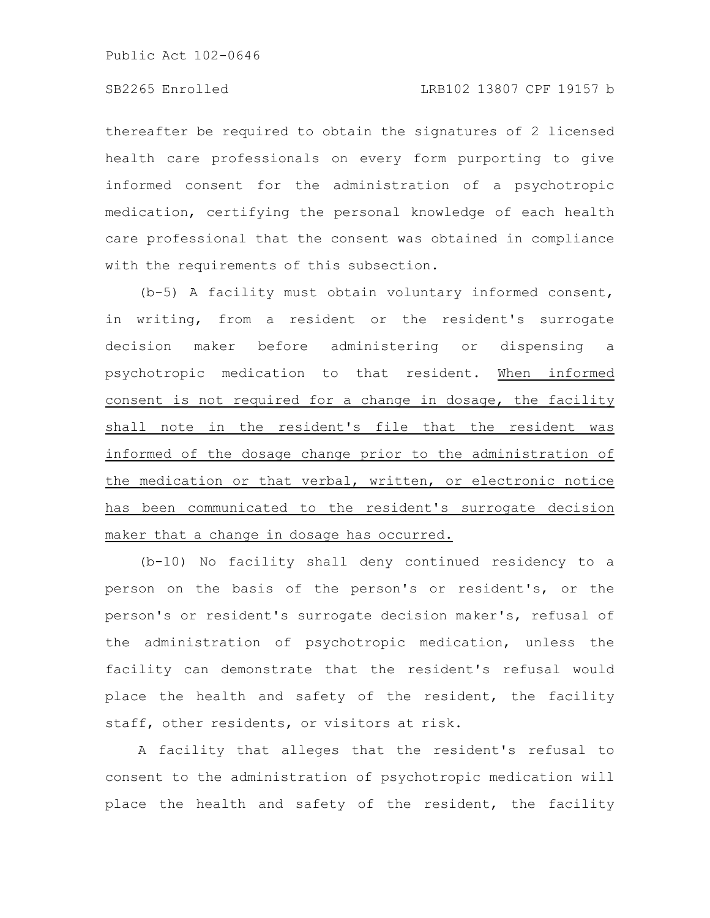thereafter be required to obtain the signatures of 2 licensed health care professionals on every form purporting to give informed consent for the administration of a psychotropic medication, certifying the personal knowledge of each health care professional that the consent was obtained in compliance with the requirements of this subsection.

(b-5) A facility must obtain voluntary informed consent, in writing, from a resident or the resident's surrogate decision maker before administering or dispensing a psychotropic medication to that resident. <u>When informed consent is not required for a change in dosage, the facility shall note in the resident's file that the resident was informed of the dosage change prior to the administration of the medication or that verbal, written, or electronic notice has been communicated to the resident's surrogate decision maker that a change in dosage has occurred.</u>

(b-10) No facility shall deny continued residency to a person on the basis of the person's or resident's, or the person's or resident's surrogate decision maker's, refusal of the administration of psychotropic medication, unless the facility can demonstrate that the resident's refusal would place the health and safety of the resident, the facility staff, other residents, or visitors at risk.

A facility that alleges that the resident's refusal to consent to the administration of psychotropic medication will place the health and safety of the resident, the facility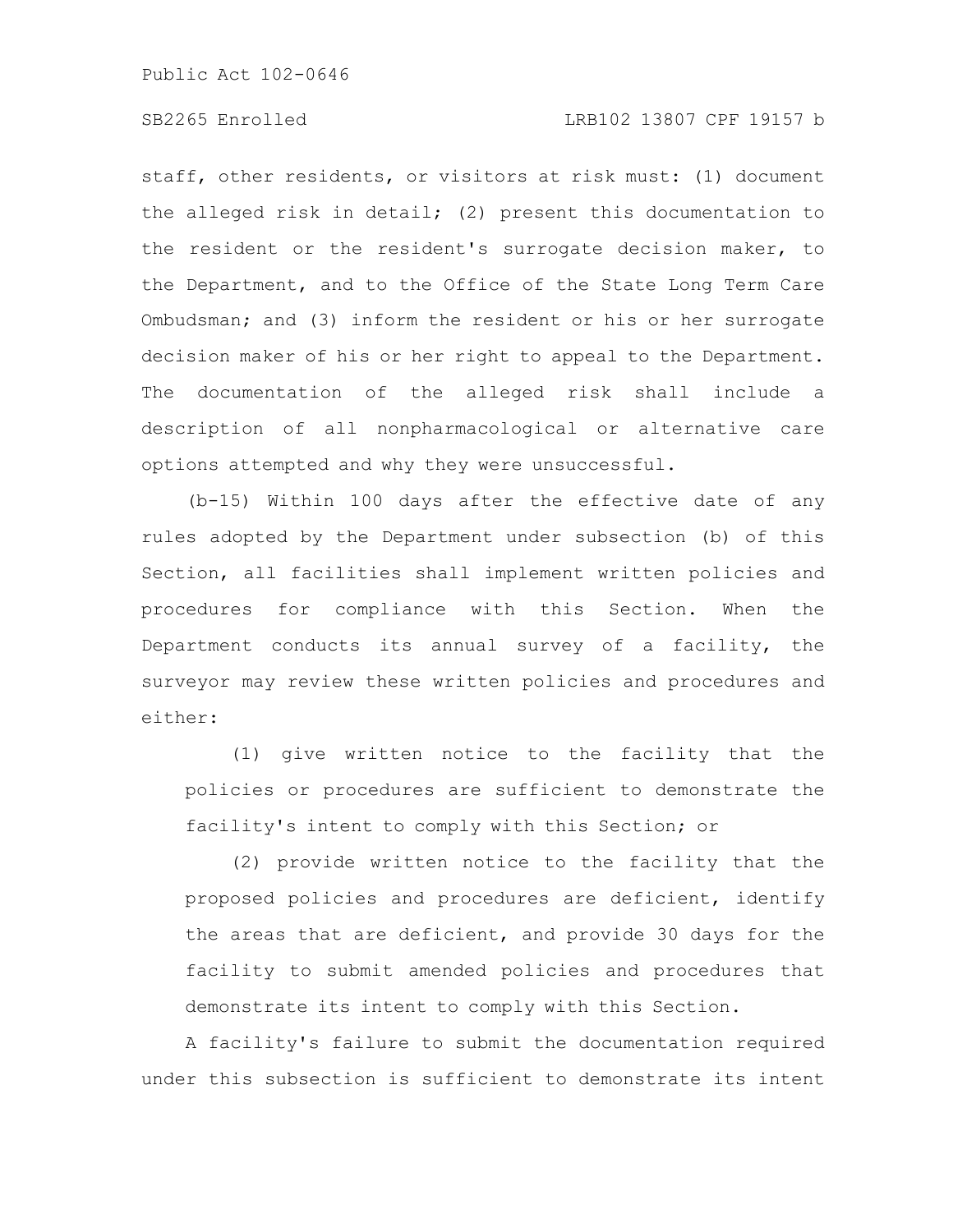staff, other residents, or visitors at risk must: (1) document the alleged risk in detail; (2) present this documentation to the resident or the resident's surrogate decision maker, to the Department, and to the Office of the State Long Term Care Ombudsman; and (3) inform the resident or his or her surrogate decision maker of his or her right to appeal to the Department. The documentation of the alleged risk shall include a description of all nonpharmacological or alternative care options attempted and why they were unsuccessful.

(b-15) Within 100 days after the effective date of any rules adopted by the Department under subsection (b) of this Section, all facilities shall implement written policies and procedures for compliance with this Section. When the Department conducts its annual survey of a facility, the surveyor may review these written policies and procedures and either:

(1) give written notice to the facility that the policies or procedures are sufficient to demonstrate the facility's intent to comply with this Section; or

(2) provide written notice to the facility that the proposed policies and procedures are deficient, identify the areas that are deficient, and provide 30 days for the facility to submit amended policies and procedures that demonstrate its intent to comply with this Section.

A facility's failure to submit the documentation required under this subsection is sufficient to demonstrate its intent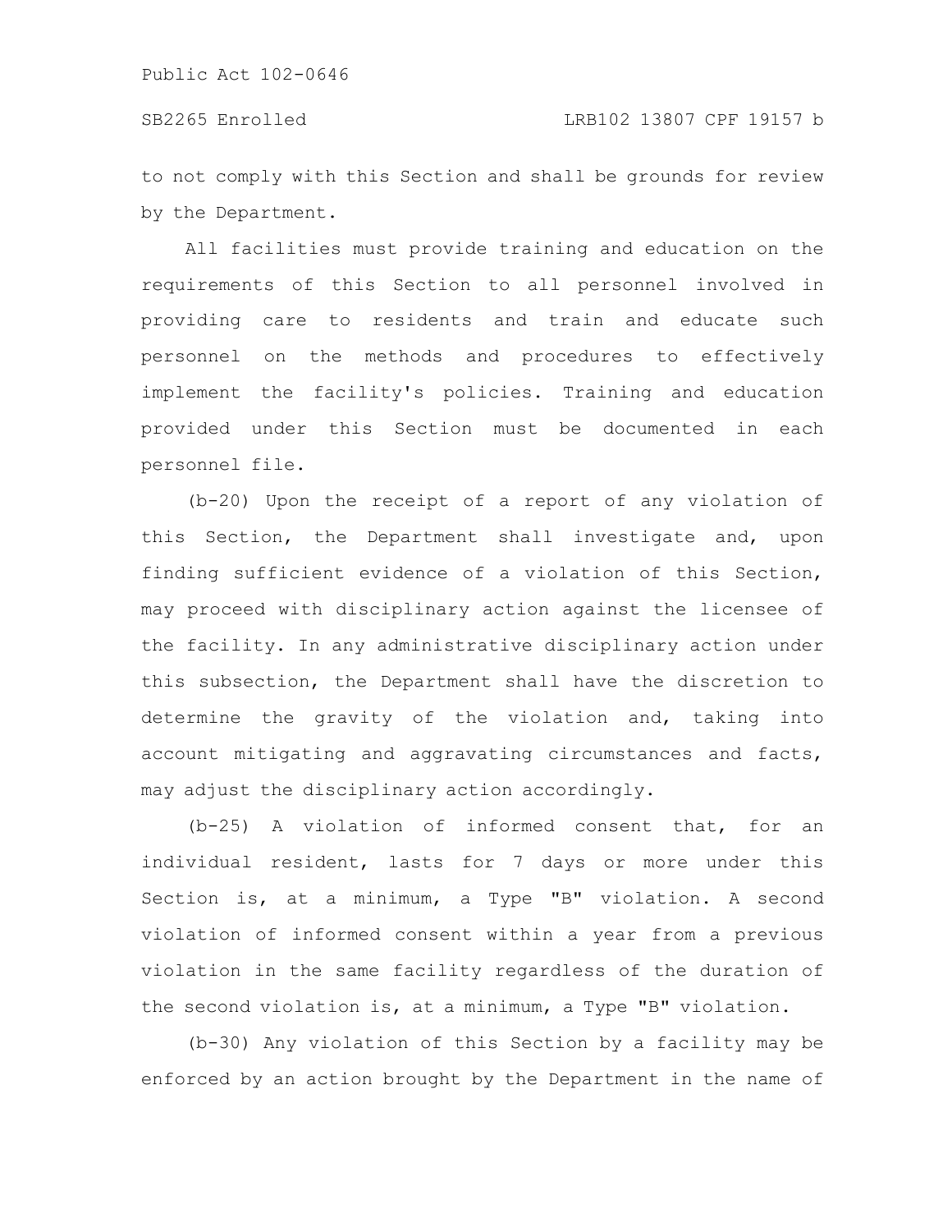to not comply with this Section and shall be grounds for review by the Department.

All facilities must provide training and education on the requirements of this Section to all personnel involved in providing care to residents and train and educate such personnel on the methods and procedures to effectively implement the facility's policies. Training and education provided under this Section must be documented in each personnel file.

(b-20) Upon the receipt of a report of any violation of this Section, the Department shall investigate and, upon finding sufficient evidence of a violation of this Section, may proceed with disciplinary action against the licensee of the facility. In any administrative disciplinary action under this subsection, the Department shall have the discretion to determine the gravity of the violation and, taking into account mitigating and aggravating circumstances and facts, may adjust the disciplinary action accordingly.

(b-25) A violation of informed consent that, for an individual resident, lasts for 7 days or more under this Section is, at a minimum, a Type "B" violation. A second violation of informed consent within a year from a previous violation in the same facility regardless of the duration of the second violation is, at a minimum, a Type "B" violation.

(b-30) Any violation of this Section by a facility may be enforced by an action brought by the Department in the name of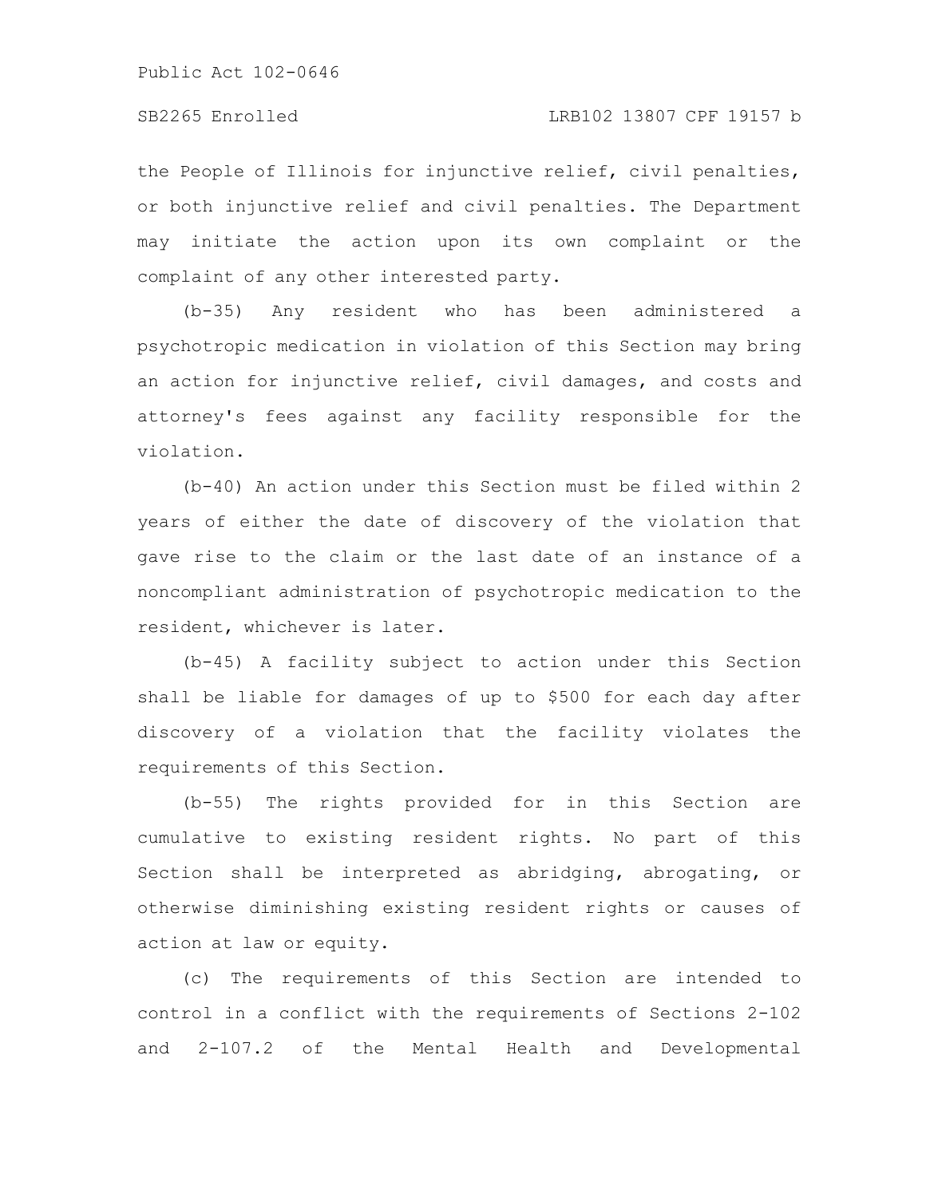the People of Illinois for injunctive relief, civil penalties, or both injunctive relief and civil penalties. The Department may initiate the action upon its own complaint or the complaint of any other interested party.

(b-35) Any resident who has been administered a psychotropic medication in violation of this Section may bring an action for injunctive relief, civil damages, and costs and attorney's fees against any facility responsible for the violation.

(b-40) An action under this Section must be filed within 2 years of either the date of discovery of the violation that gave rise to the claim or the last date of an instance of a noncompliant administration of psychotropic medication to the resident, whichever is later.

(b-45) A facility subject to action under this Section shall be liable for damages of up to $500 for each day after discovery of a violation that the facility violates the requirements of this Section.

(b-55) The rights provided for in this Section are cumulative to existing resident rights. No part of this Section shall be interpreted as abridging, abrogating, or otherwise diminishing existing resident rights or causes of action at law or equity.

(c) The requirements of this Section are intended to control in a conflict with the requirements of Sections 2-102 and 2-107.2 of the Mental Health and Developmental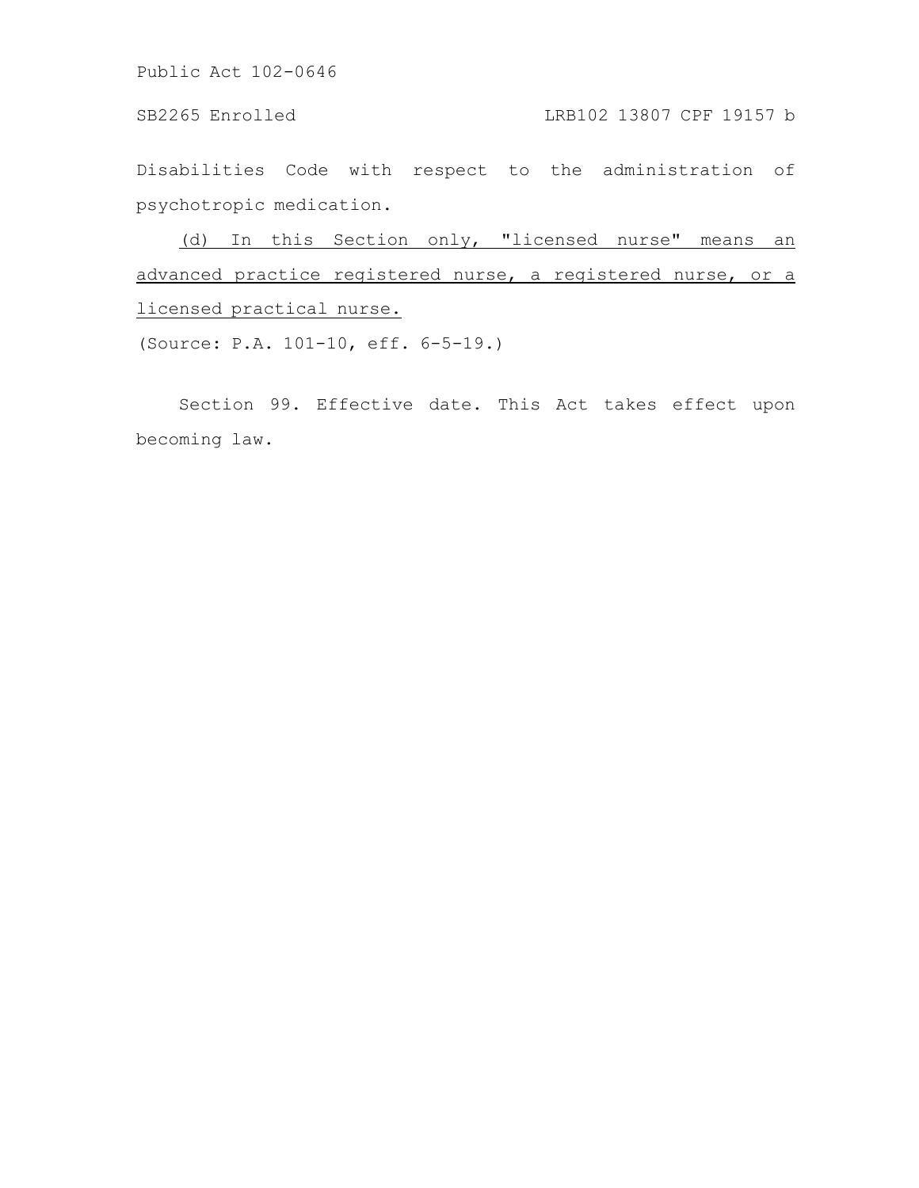Disabilities Code with respect to the administration of psychotropic medication.

(d) In this Section only, "licensed nurse" means an advanced practice registered nurse, a registered nurse, or a licensed practical nurse.

(Source: P.A. 101-10, eff. 6-5-19.)

Section 99. Effective date. This Act takes effect upon becoming law.